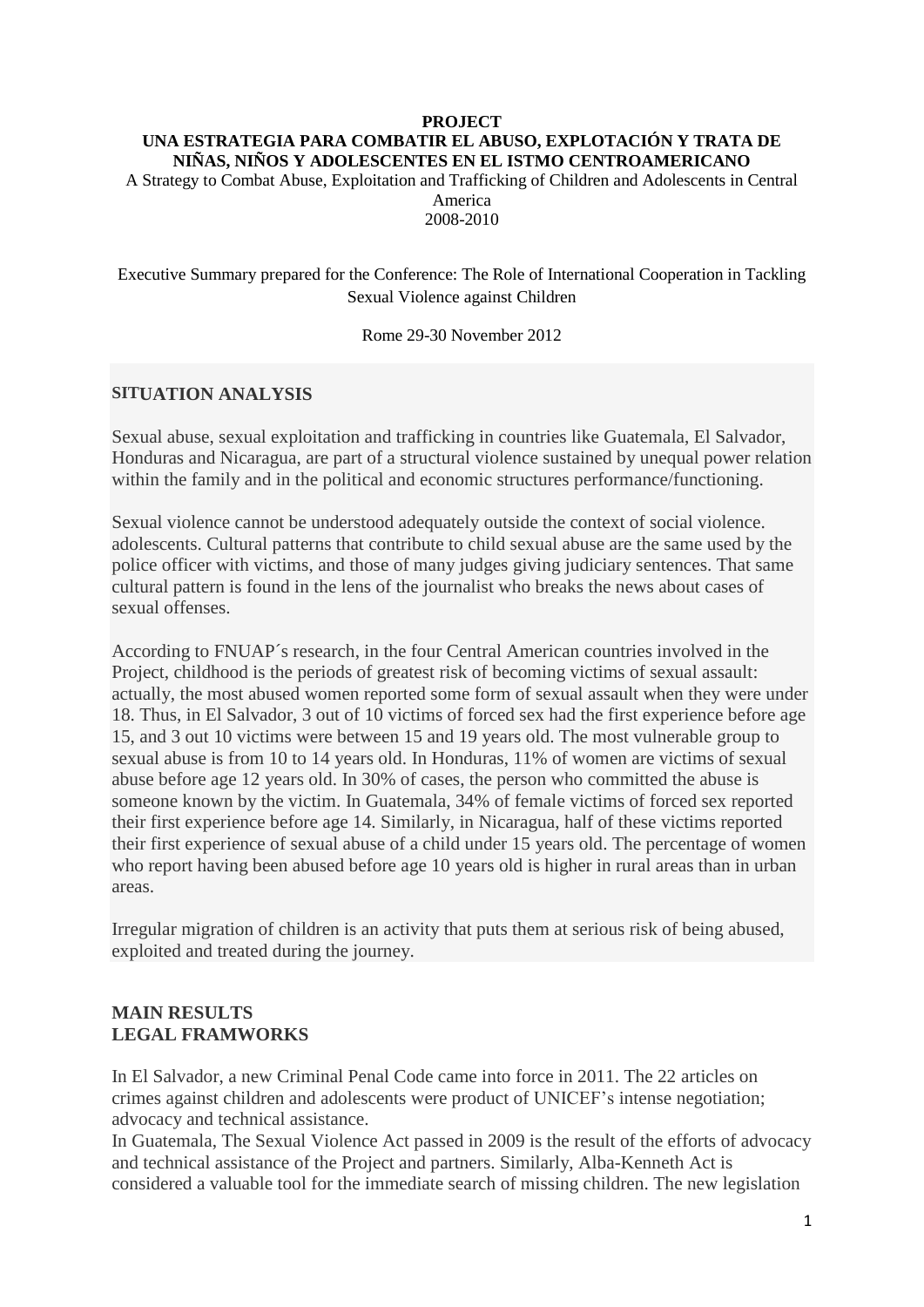**PROJECT**
**UNA ESTRATEGIA PARA COMBATIR EL ABUSO, EXPLOTACIÓN Y TRATA DE NIÑAS, NIÑOS Y ADOLESCENTES EN EL ISTMO CENTROAMERICANO**

A Strategy to Combat Abuse, Exploitation and Trafficking of Children and Adolescents in Central America
2008-2010

Executive Summary prepared for the Conference: The Role of International Cooperation in Tackling Sexual Violence against Children

Rome 29-30 November 2012

## SITUATION ANALYSIS

Sexual abuse, sexual exploitation and trafficking in countries like Guatemala, El Salvador, Honduras and Nicaragua, are part of a structural violence sustained by unequal power relation within the family and in the political and economic structures performance/functioning.

Sexual violence cannot be understood adequately outside the context of social violence. adolescents. Cultural patterns that contribute to child sexual abuse are the same used by the police officer with victims, and those of many judges giving judiciary sentences. That same cultural pattern is found in the lens of the journalist who breaks the news about cases of sexual offenses.

According to FNUAP´s research, in the four Central American countries involved in the Project, childhood is the periods of greatest risk of becoming victims of sexual assault: actually, the most abused women reported some form of sexual assault when they were under 18. Thus, in El Salvador, 3 out of 10 victims of forced sex had the first experience before age 15, and 3 out 10 victims were between 15 and 19 years old. The most vulnerable group to sexual abuse is from 10 to 14 years old. In Honduras, 11% of women are victims of sexual abuse before age 12 years old. In 30% of cases, the person who committed the abuse is someone known by the victim. In Guatemala, 34% of female victims of forced sex reported their first experience before age 14. Similarly, in Nicaragua, half of these victims reported their first experience of sexual abuse of a child under 15 years old. The percentage of women who report having been abused before age 10 years old is higher in rural areas than in urban areas.

Irregular migration of children is an activity that puts them at serious risk of being abused, exploited and treated during the journey.

## MAIN RESULTS
### LEGAL FRAMWORKS

In El Salvador, a new Criminal Penal Code came into force in 2011. The 22 articles on crimes against children and adolescents were product of UNICEF's intense negotiation; advocacy and technical assistance.

In Guatemala, The Sexual Violence Act passed in 2009 is the result of the efforts of advocacy and technical assistance of the Project and partners. Similarly, Alba-Kenneth Act is considered a valuable tool for the immediate search of missing children. The new legislation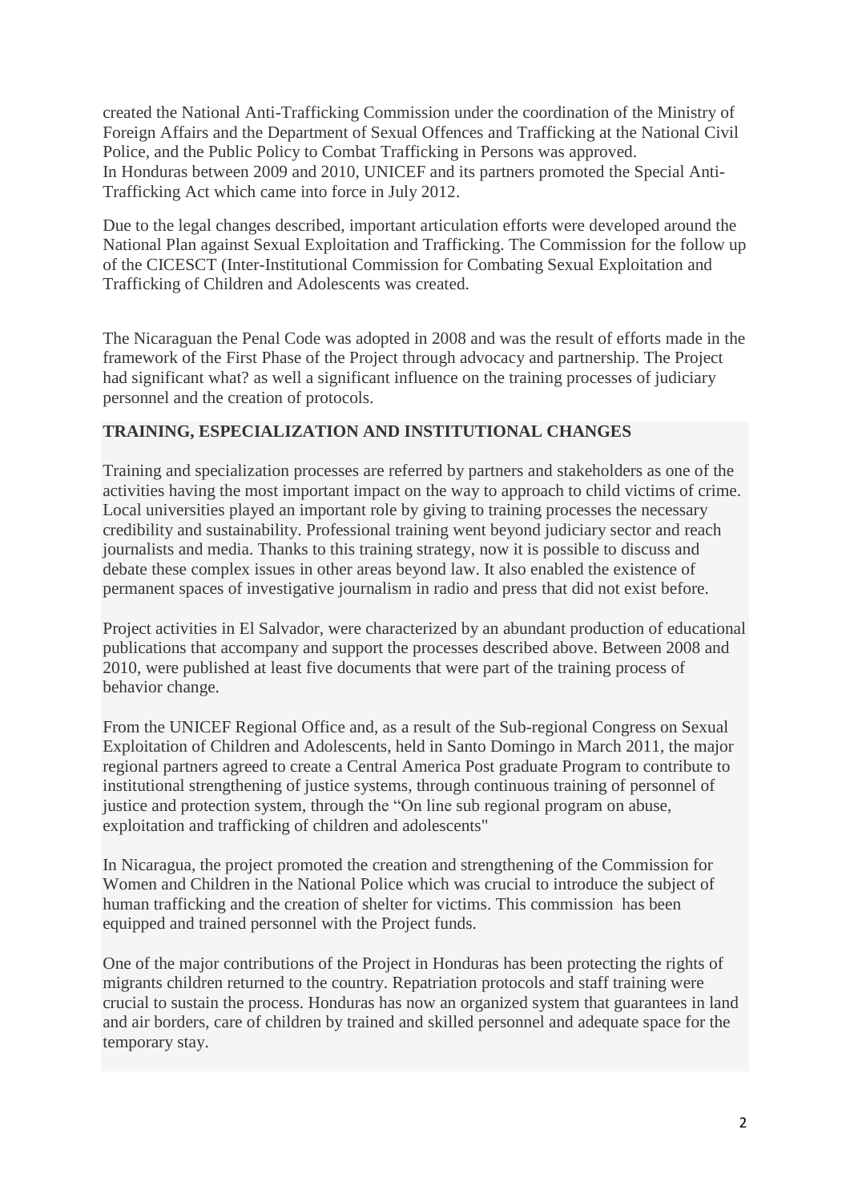created the National Anti-Trafficking Commission under the coordination of the Ministry of Foreign Affairs and the Department of Sexual Offences and Trafficking at the National Civil Police, and the Public Policy to Combat Trafficking in Persons was approved.
In Honduras between 2009 and 2010, UNICEF and its partners promoted the Special Anti-Trafficking Act which came into force in July 2012.

Due to the legal changes described, important articulation efforts were developed around the National Plan against Sexual Exploitation and Trafficking. The Commission for the follow up of the CICESCT (Inter-Institutional Commission for Combating Sexual Exploitation and Trafficking of Children and Adolescents was created.

The Nicaraguan the Penal Code was adopted in 2008 and was the result of efforts made in the framework of the First Phase of the Project through advocacy and partnership. The Project had significant what? as well a significant influence on the training processes of judiciary personnel and the creation of protocols.

## TRAINING, SPECIALIZATION AND INSTITUTIONAL CHANGES

Training and specialization processes are referred by partners and stakeholders as one of the activities having the most important impact on the way to approach to child victims of crime. Local universities played an important role by giving to training processes the necessary credibility and sustainability. Professional training went beyond judiciary sector and reach journalists and media. Thanks to this training strategy, now it is possible to discuss and debate these complex issues in other areas beyond law. It also enabled the existence of permanent spaces of investigative journalism in radio and press that did not exist before.

Project activities in El Salvador, were characterized by an abundant production of educational publications that accompany and support the processes described above. Between 2008 and 2010, were published at least five documents that were part of the training process of behavior change.

From the UNICEF Regional Office and, as a result of the Sub-regional Congress on Sexual Exploitation of Children and Adolescents, held in Santo Domingo in March 2011, the major regional partners agreed to create a Central America Post graduate Program to contribute to institutional strengthening of justice systems, through continuous training of personnel of justice and protection system, through the "On line sub regional program on abuse, exploitation and trafficking of children and adolescents"

In Nicaragua, the project promoted the creation and strengthening of the Commission for Women and Children in the National Police which was crucial to introduce the subject of human trafficking and the creation of shelter for victims. This commission has been equipped and trained personnel with the Project funds.

One of the major contributions of the Project in Honduras has been protecting the rights of migrants children returned to the country. Repatriation protocols and staff training were crucial to sustain the process. Honduras has now an organized system that guarantees in land and air borders, care of children by trained and skilled personnel and adequate space for the temporary stay.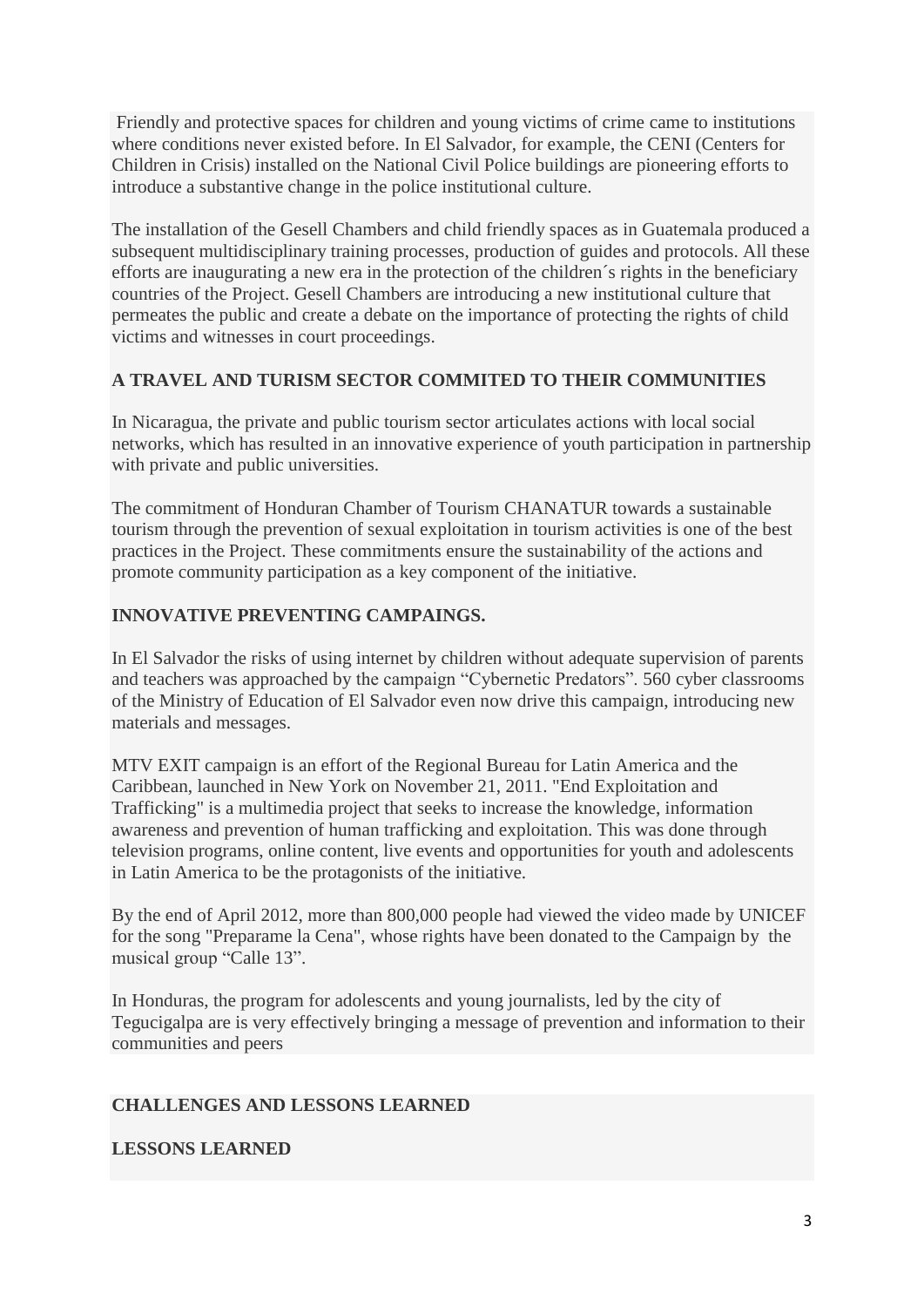Friendly and protective spaces for children and young victims of crime came to institutions where conditions never existed before. In El Salvador, for example, the CENI (Centers for Children in Crisis) installed on the National Civil Police buildings are pioneering efforts to introduce a substantive change in the police institutional culture.

The installation of the Gesell Chambers and child friendly spaces as in Guatemala produced a subsequent multidisciplinary training processes, production of guides and protocols. All these efforts are inaugurating a new era in the protection of the children´s rights in the beneficiary countries of the Project. Gesell Chambers are introducing a new institutional culture that permeates the public and create a debate on the importance of protecting the rights of child victims and witnesses in court proceedings.

**A TRAVEL AND TURISM SECTOR COMMITED TO THEIR COMMUNITIES**

In Nicaragua, the private and public tourism sector articulates actions with local social networks, which has resulted in an innovative experience of youth participation in partnership with private and public universities.

The commitment of Honduran Chamber of Tourism CHANATUR towards a sustainable tourism through the prevention of sexual exploitation in tourism activities is one of the best practices in the Project. These commitments ensure the sustainability of the actions and promote community participation as a key component of the initiative.

**INNOVATIVE PREVENTING CAMPAINGS.**

In El Salvador the risks of using internet by children without adequate supervision of parents and teachers was approached by the campaign "Cybernetic Predators". 560 cyber classrooms of the Ministry of Education of El Salvador even now drive this campaign, introducing new materials and messages.

MTV EXIT campaign is an effort of the Regional Bureau for Latin America and the Caribbean, launched in New York on November 21, 2011. "End Exploitation and Trafficking" is a multimedia project that seeks to increase the knowledge, information awareness and prevention of human trafficking and exploitation. This was done through television programs, online content, live events and opportunities for youth and adolescents in Latin America to be the protagonists of the initiative.

By the end of April 2012, more than 800,000 people had viewed the video made by UNICEF for the song "Preparame la Cena", whose rights have been donated to the Campaign by the musical group "Calle 13".

In Honduras, the program for adolescents and young journalists, led by the city of Tegucigalpa are is very effectively bringing a message of prevention and information to their communities and peers

**CHALLENGES AND LESSONS LEARNED**

**LESSONS LEARNED**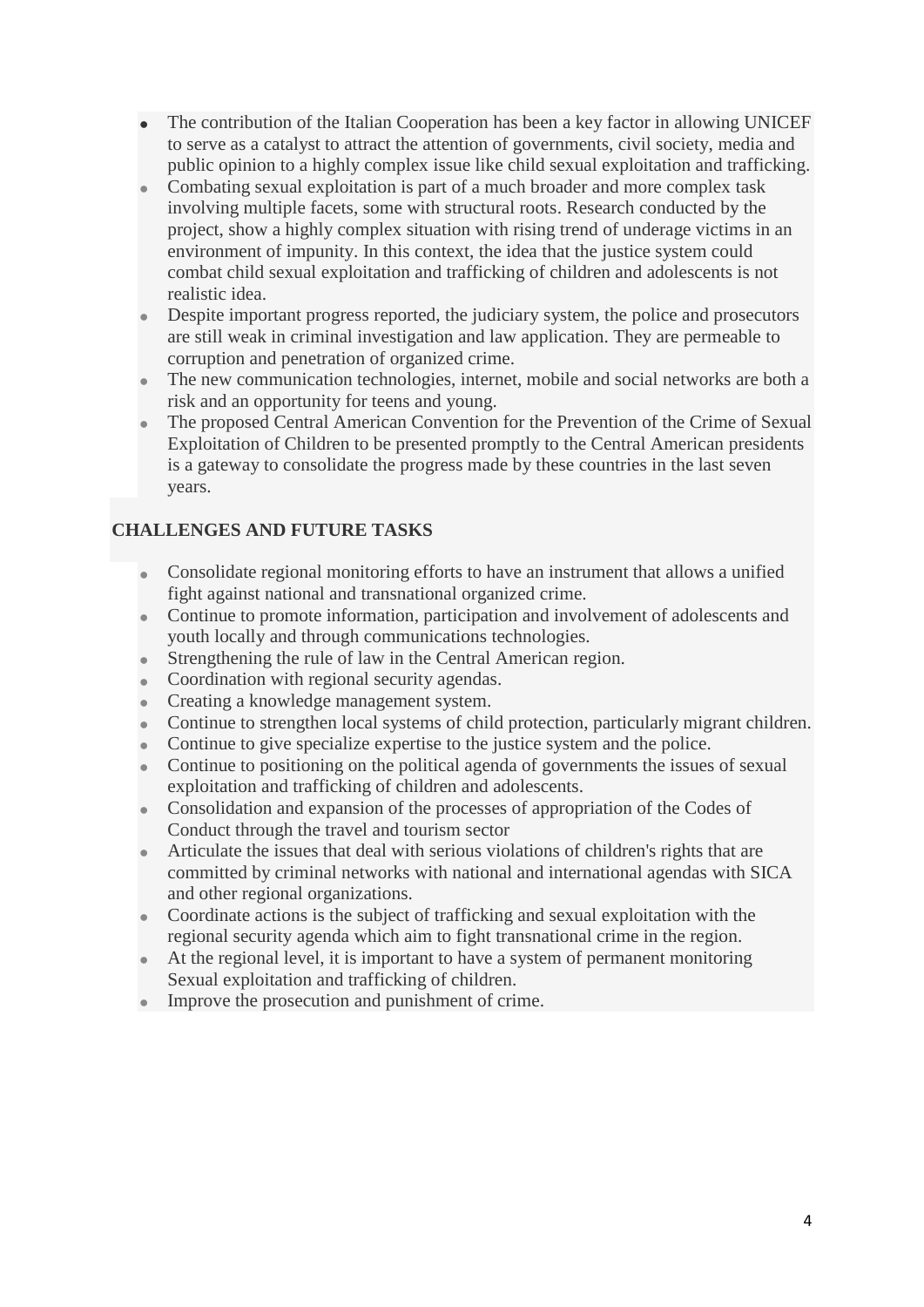- The contribution of the Italian Cooperation has been a key factor in allowing UNICEF to serve as a catalyst to attract the attention of governments, civil society, media and public opinion to a highly complex issue like child sexual exploitation and trafficking.
- Combating sexual exploitation is part of a much broader and more complex task involving multiple facets, some with structural roots. Research conducted by the project, show a highly complex situation with rising trend of underage victims in an environment of impunity. In this context, the idea that the justice system could combat child sexual exploitation and trafficking of children and adolescents is not realistic idea.
- Despite important progress reported, the judiciary system, the police and prosecutors are still weak in criminal investigation and law application. They are permeable to corruption and penetration of organized crime.
- The new communication technologies, internet, mobile and social networks are both a risk and an opportunity for teens and young.
- The proposed Central American Convention for the Prevention of the Crime of Sexual Exploitation of Children to be presented promptly to the Central American presidents is a gateway to consolidate the progress made by these countries in the last seven years.

**CHALLENGES AND FUTURE TASKS**

- Consolidate regional monitoring efforts to have an instrument that allows a unified fight against national and transnational organized crime.
- Continue to promote information, participation and involvement of adolescents and youth locally and through communications technologies.
- Strengthening the rule of law in the Central American region.
- Coordination with regional security agendas.
- Creating a knowledge management system.
- Continue to strengthen local systems of child protection, particularly migrant children.
- Continue to give specialize expertise to the justice system and the police.
- Continue to positioning on the political agenda of governments the issues of sexual exploitation and trafficking of children and adolescents.
- Consolidation and expansion of the processes of appropriation of the Codes of Conduct through the travel and tourism sector
- Articulate the issues that deal with serious violations of children's rights that are committed by criminal networks with national and international agendas with SICA and other regional organizations.
- Coordinate actions is the subject of trafficking and sexual exploitation with the regional security agenda which aim to fight transnational crime in the region.
- At the regional level, it is important to have a system of permanent monitoring Sexual exploitation and trafficking of children.
- Improve the prosecution and punishment of crime.